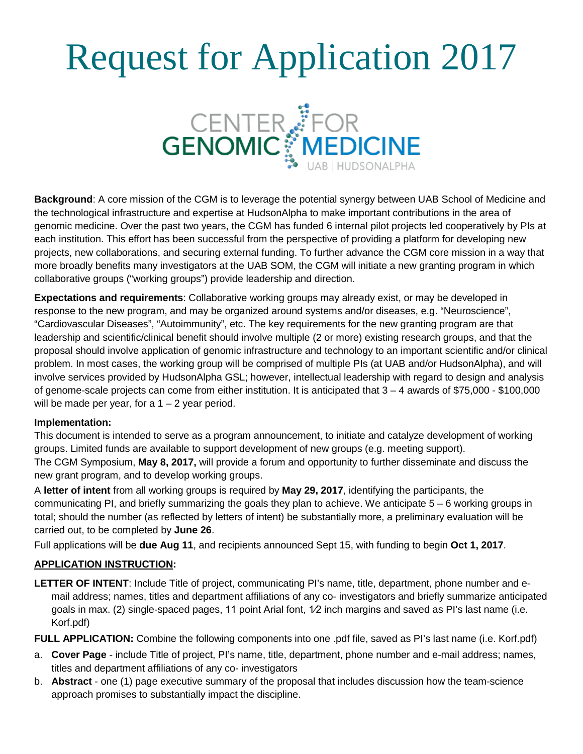# Request for Application 2017

CENTER FOR GENOMIC MEDICINE
UAB | HUDSONALPHA

**Background**: A core mission of the CGM is to leverage the potential synergy between UAB School of Medicine and the technological infrastructure and expertise at HudsonAlpha to make important contributions in the area of genomic medicine. Over the past two years, the CGM has funded 6 internal pilot projects led cooperatively by PIs at each institution. This effort has been successful from the perspective of providing a platform for developing new projects, new collaborations, and securing external funding. To further advance the CGM core mission in a way that more broadly benefits many investigators at the UAB SOM, the CGM will initiate a new granting program in which collaborative groups ("working groups") provide leadership and direction.

**Expectations and requirements**: Collaborative working groups may already exist, or may be developed in response to the new program, and may be organized around systems and/or diseases, e.g. "Neuroscience", "Cardiovascular Diseases", "Autoimmunity", etc. The key requirements for the new granting program are that leadership and scientific/clinical benefit should involve multiple (2 or more) existing research groups, and that the proposal should involve application of genomic infrastructure and technology to an important scientific and/or clinical problem. In most cases, the working group will be comprised of multiple PIs (at UAB and/or HudsonAlpha), and will involve services provided by HudsonAlpha GSL; however, intellectual leadership with regard to design and analysis of genome-scale projects can come from either institution. It is anticipated that 3 – 4 awards of $75,000 - $100,000 will be made per year, for a 1 – 2 year period.

**Implementation:**

This document is intended to serve as a program announcement, to initiate and catalyze development of working groups. Limited funds are available to support development of new groups (e.g. meeting support).

The CGM Symposium, **May 8, 2017,** will provide a forum and opportunity to further disseminate and discuss the new grant program, and to develop working groups.

A **letter of intent** from all working groups is required by **May 29, 2017**, identifying the participants, the communicating PI, and briefly summarizing the goals they plan to achieve. We anticipate 5 – 6 working groups in total; should the number (as reflected by letters of intent) be substantially more, a preliminary evaluation will be carried out, to be completed by **June 26**.

Full applications will be **due Aug 11**, and recipients announced Sept 15, with funding to begin **Oct 1, 2017**.

**APPLICATION INSTRUCTION:**

**LETTER OF INTENT**: Include Title of project, communicating PI's name, title, department, phone number and e-mail address; names, titles and department affiliations of any co- investigators and briefly summarize anticipated goals in max. (2) single-spaced pages, 11 point Arial font, 1⁄2 inch margins and saved as PI's last name (i.e. Korf.pdf)

**FULL APPLICATION:** Combine the following components into one .pdf file, saved as PI's last name (i.e. Korf.pdf)

a. **Cover Page** - include Title of project, PI's name, title, department, phone number and e-mail address; names, titles and department affiliations of any co- investigators
b. **Abstract** - one (1) page executive summary of the proposal that includes discussion how the team-science approach promises to substantially impact the discipline.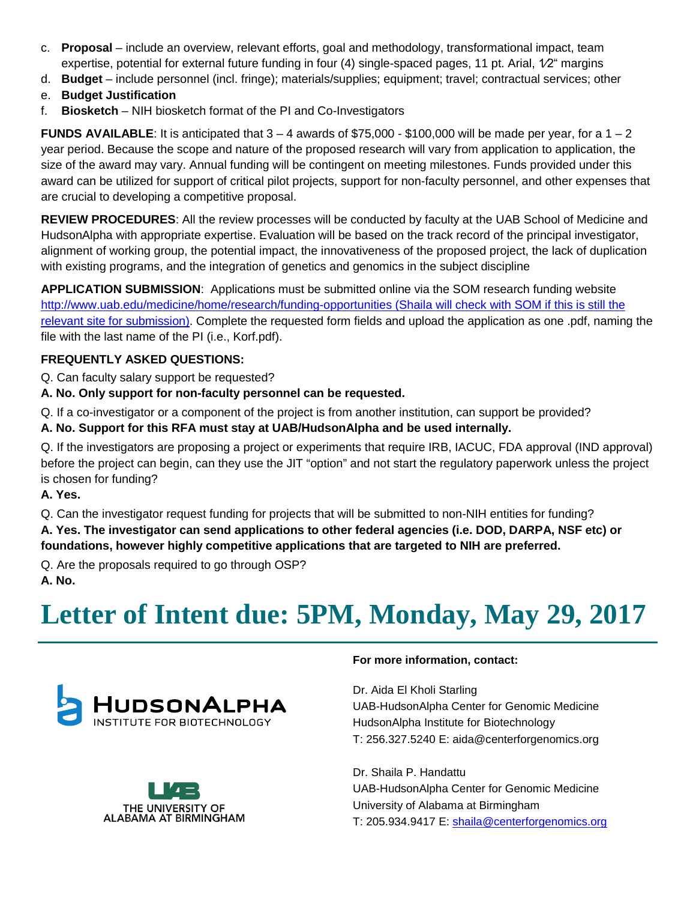c. **Proposal** – include an overview, relevant efforts, goal and methodology, transformational impact, team expertise, potential for external future funding in four (4) single-spaced pages, 11 pt. Arial, ½" margins
d. **Budget** – include personnel (incl. fringe); materials/supplies; equipment; travel; contractual services; other
e. **Budget Justification**
f. **Biosketch** – NIH biosketch format of the PI and Co-Investigators

**FUNDS AVAILABLE**: It is anticipated that 3 – 4 awards of $75,000 - $100,000 will be made per year, for a 1 – 2 year period. Because the scope and nature of the proposed research will vary from application to application, the size of the award may vary. Annual funding will be contingent on meeting milestones. Funds provided under this award can be utilized for support of critical pilot projects, support for non-faculty personnel, and other expenses that are crucial to developing a competitive proposal.

**REVIEW PROCEDURES**: All the review processes will be conducted by faculty at the UAB School of Medicine and HudsonAlpha with appropriate expertise. Evaluation will be based on the track record of the principal investigator, alignment of working group, the potential impact, the innovativeness of the proposed project, the lack of duplication with existing programs, and the integration of genetics and genomics in the subject discipline

**APPLICATION SUBMISSION**: Applications must be submitted online via the SOM research funding website http://www.uab.edu/medicine/home/research/funding-opportunities (Shaila will check with SOM if this is still the relevant site for submission). Complete the requested form fields and upload the application as one .pdf, naming the file with the last name of the PI (i.e., Korf.pdf).

**FREQUENTLY ASKED QUESTIONS:**

Q. Can faculty salary support be requested?

**A. No. Only support for non-faculty personnel can be requested.**

Q. If a co-investigator or a component of the project is from another institution, can support be provided?

**A. No. Support for this RFA must stay at UAB/HudsonAlpha and be used internally.**

Q. If the investigators are proposing a project or experiments that require IRB, IACUC, FDA approval (IND approval) before the project can begin, can they use the JIT "option" and not start the regulatory paperwork unless the project is chosen for funding?

**A. Yes.**

Q. Can the investigator request funding for projects that will be submitted to non-NIH entities for funding?

**A. Yes. The investigator can send applications to other federal agencies (i.e. DOD, DARPA, NSF etc) or foundations, however highly competitive applications that are targeted to NIH are preferred.**

Q. Are the proposals required to go through OSP?

**A. No.**

# Letter of Intent due: 5PM, Monday, May 29, 2017

HudsonAlpha Institute for Biotechnology

UAB The University of Alabama at Birmingham

**For more information, contact:**

Dr. Aida El Kholi Starling
UAB-HudsonAlpha Center for Genomic Medicine
HudsonAlpha Institute for Biotechnology
T: 256.327.5240 E: aida@centerforgenomics.org

Dr. Shaila P. Handattu
UAB-HudsonAlpha Center for Genomic Medicine
University of Alabama at Birmingham
T: 205.934.9417 E: shaila@centerforgenomics.org